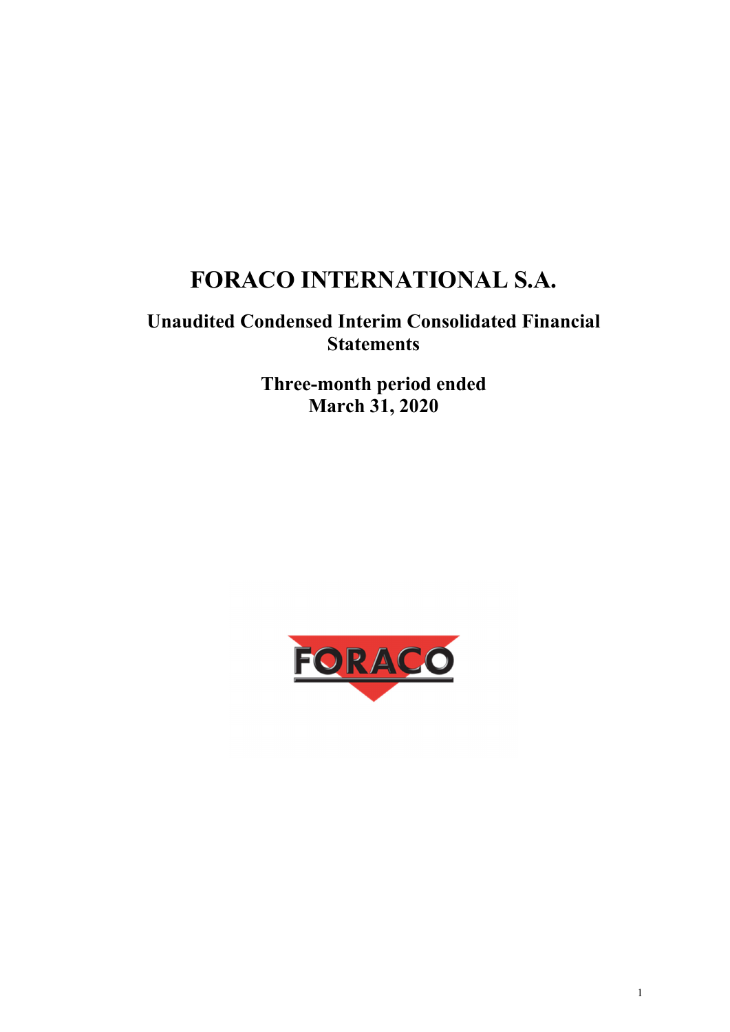# FORACO INTERNATIONAL S.A.

## Unaudited Condensed Interim Consolidated Financial Statements

### Three-month period ended March 31, 2020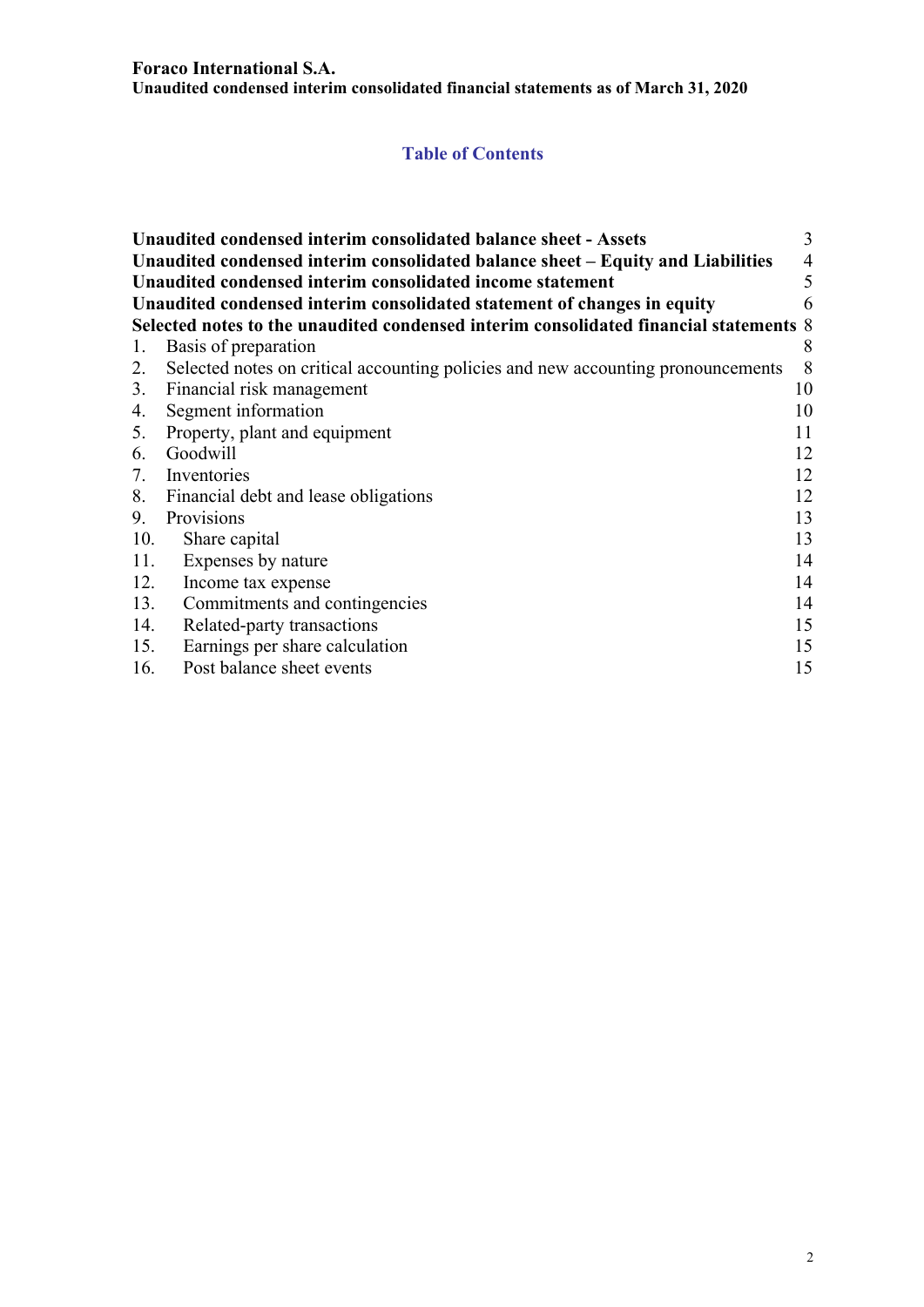**Foraco International S.A.**
**Unaudited condensed interim consolidated financial statements as of March 31, 2020**

## Table of Contents

| | |
|---|---|
| **Unaudited condensed interim consolidated balance sheet - Assets** | 3 |
| **Unaudited condensed interim consolidated balance sheet – Equity and Liabilities** | 4 |
| **Unaudited condensed interim consolidated income statement** | 5 |
| **Unaudited condensed interim consolidated statement of changes in equity** | 6 |
| **Selected notes to the unaudited condensed interim consolidated financial statements** | 8 |
| 1. Basis of preparation | 8 |
| 2. Selected notes on critical accounting policies and new accounting pronouncements | 8 |
| 3. Financial risk management | 10 |
| 4. Segment information | 10 |
| 5. Property, plant and equipment | 11 |
| 6. Goodwill | 12 |
| 7. Inventories | 12 |
| 8. Financial debt and lease obligations | 12 |
| 9. Provisions | 13 |
| 10. Share capital | 13 |
| 11. Expenses by nature | 14 |
| 12. Income tax expense | 14 |
| 13. Commitments and contingencies | 14 |
| 14. Related-party transactions | 15 |
| 15. Earnings per share calculation | 15 |
| 16. Post balance sheet events | 15 |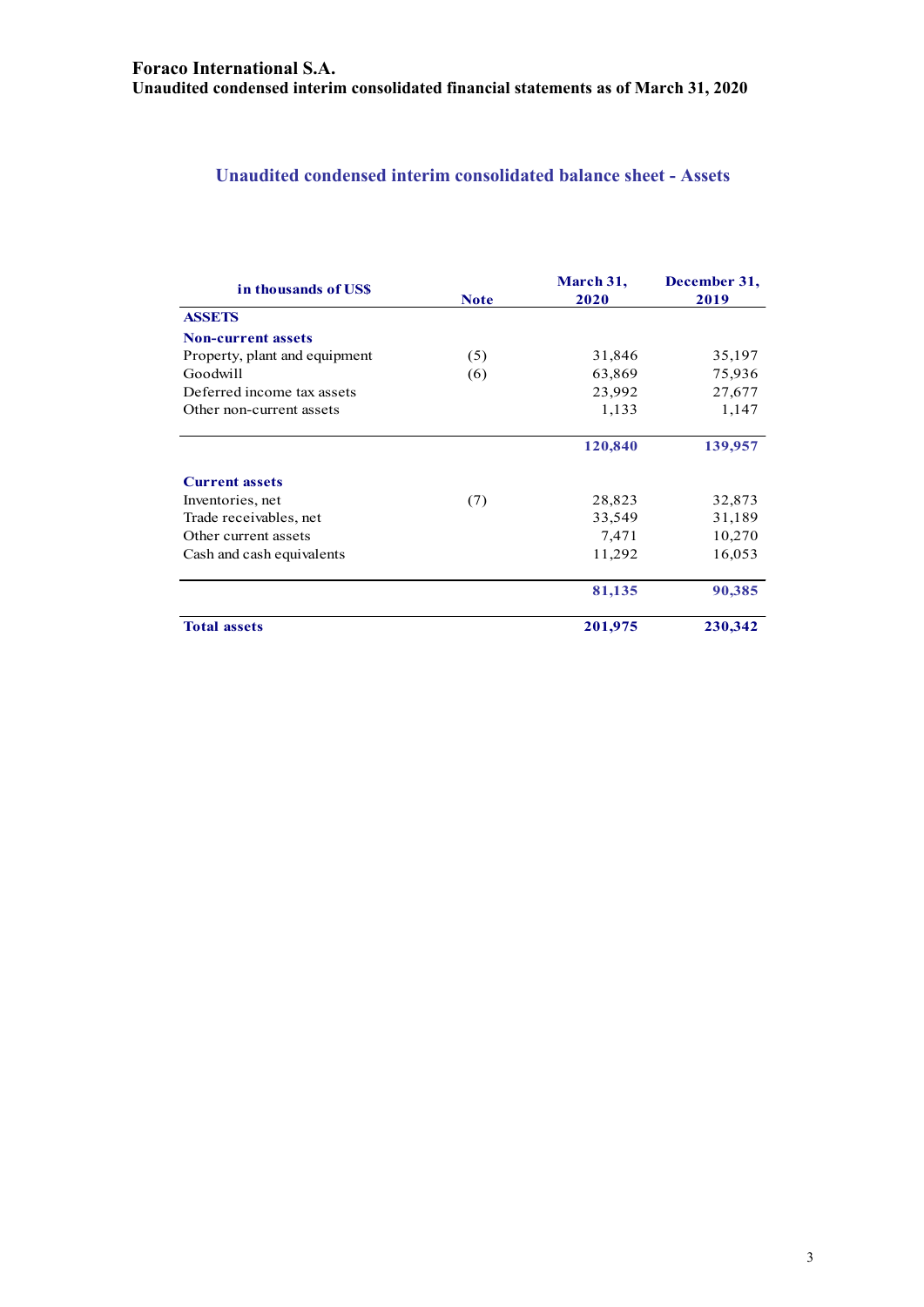**Foraco International S.A.**
**Unaudited condensed interim consolidated financial statements as of March 31, 2020**

## Unaudited condensed interim consolidated balance sheet - Assets

| in thousands of US$ | Note | March 31, 2020 | December 31, 2019 |
|---|---|---|---|
| **ASSETS** | | | |
| **Non-current assets** | | | |
| Property, plant and equipment | (5) | 31,846 | 35,197 |
| Goodwill | (6) | 63,869 | 75,936 |
| Deferred income tax assets | | 23,992 | 27,677 |
| Other non-current assets | | 1,133 | 1,147 |
| | | **120,840** | **139,957** |
| **Current assets** | | | |
| Inventories, net | (7) | 28,823 | 32,873 |
| Trade receivables, net | | 33,549 | 31,189 |
| Other current assets | | 7,471 | 10,270 |
| Cash and cash equivalents | | 11,292 | 16,053 |
| | | **81,135** | **90,385** |
| **Total assets** | | **201,975** | **230,342** |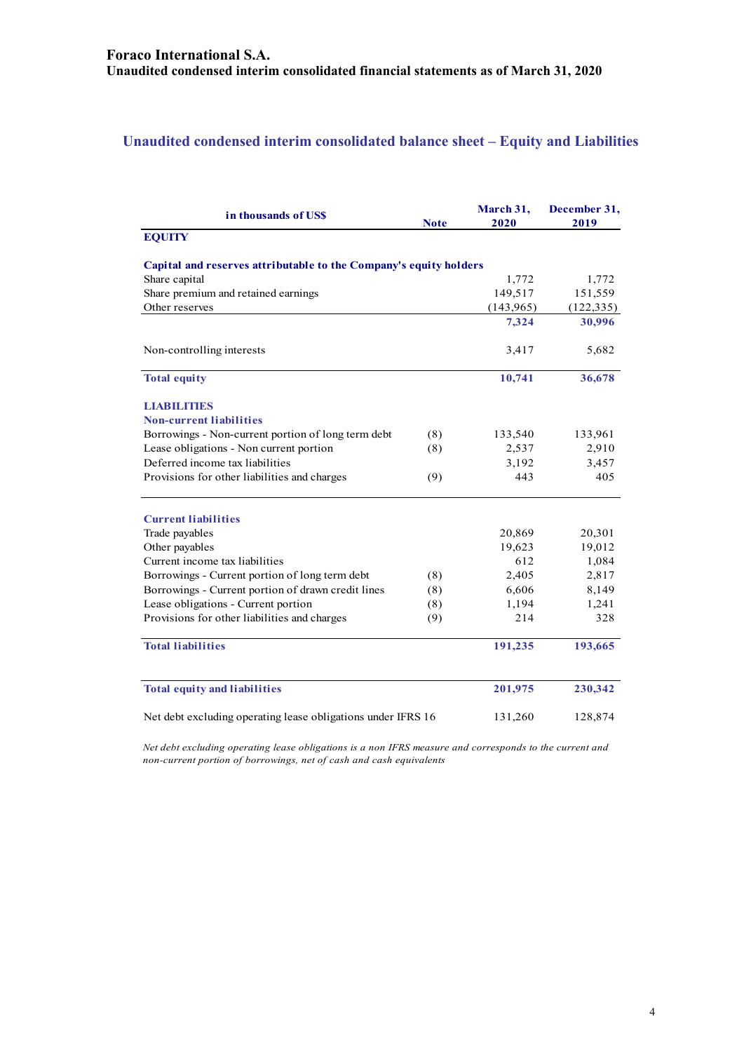**Foraco International S.A.**
**Unaudited condensed interim consolidated financial statements as of March 31, 2020**

## Unaudited condensed interim consolidated balance sheet – Equity and Liabilities

| in thousands of US$ | Note | March 31, 2020 | December 31, 2019 |
|---|---|---|---|
| **EQUITY** | | | |
| **Capital and reserves attributable to the Company's equity holders** | | | |
| Share capital | | 1,772 | 1,772 |
| Share premium and retained earnings | | 149,517 | 151,559 |
| Other reserves | | (143,965) | (122,335) |
| | | **7,324** | **30,996** |
| Non-controlling interests | | 3,417 | 5,682 |
| **Total equity** | | **10,741** | **36,678** |
| **LIABILITIES** | | | |
| **Non-current liabilities** | | | |
| Borrowings - Non-current portion of long term debt | (8) | 133,540 | 133,961 |
| Lease obligations - Non current portion | (8) | 2,537 | 2,910 |
| Deferred income tax liabilities | | 3,192 | 3,457 |
| Provisions for other liabilities and charges | (9) | 443 | 405 |
| **Current liabilities** | | | |
| Trade payables | | 20,869 | 20,301 |
| Other payables | | 19,623 | 19,012 |
| Current income tax liabilities | | 612 | 1,084 |
| Borrowings - Current portion of long term debt | (8) | 2,405 | 2,817 |
| Borrowings - Current portion of drawn credit lines | (8) | 6,606 | 8,149 |
| Lease obligations - Current portion | (8) | 1,194 | 1,241 |
| Provisions for other liabilities and charges | (9) | 214 | 328 |
| **Total liabilities** | | **191,235** | **193,665** |
| **Total equity and liabilities** | | **201,975** | **230,342** |
| Net debt excluding operating lease obligations under IFRS 16 | | 131,260 | 128,874 |

*Net debt excluding operating lease obligations is a non IFRS measure and corresponds to the current and non-current portion of borrowings, net of cash and cash equivalents*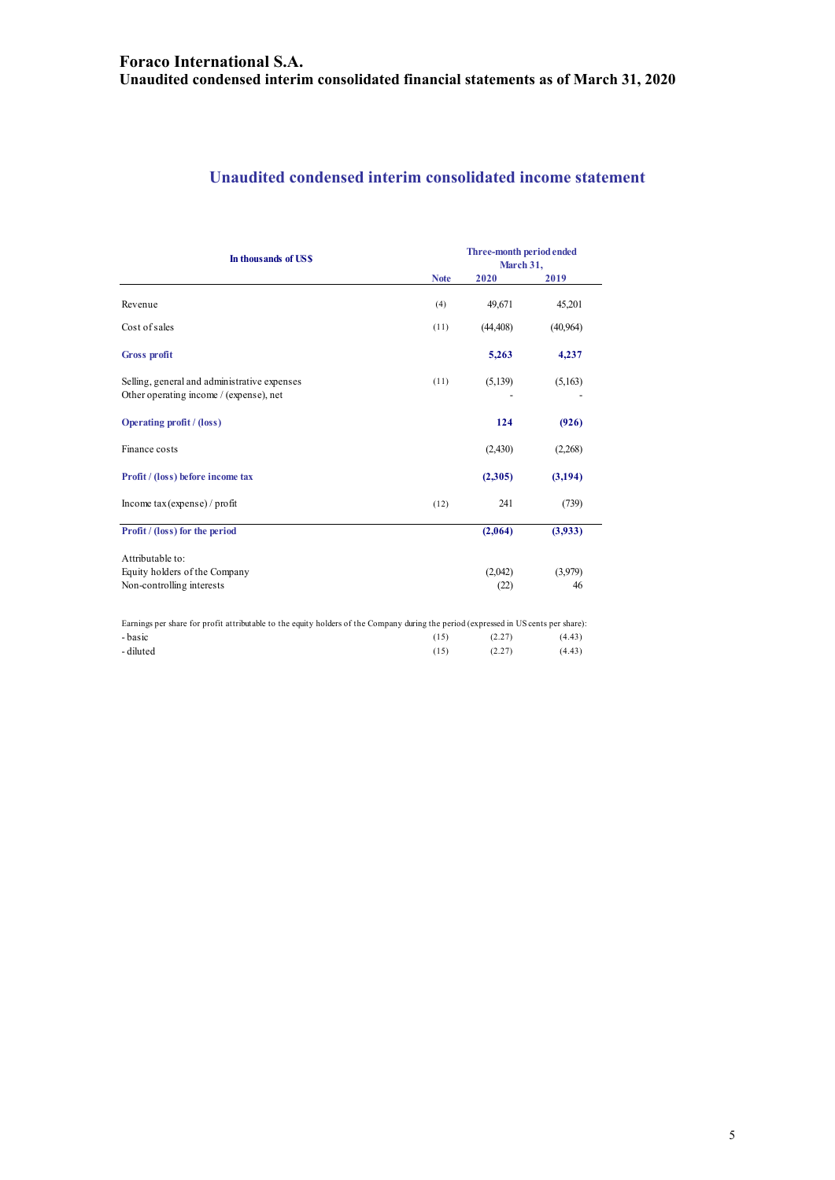# Foraco International S.A.

## Unaudited condensed interim consolidated financial statements as of March 31, 2020

## Unaudited condensed interim consolidated income statement

| In thousands of US$ | Note | Three-month period ended March 31, 2020 | 2019 |
|---|---|---|---|
| Revenue | (4) | 49,671 | 45,201 |
| Cost of sales | (11) | (44,408) | (40,964) |
| **Gross profit** | | **5,263** | **4,237** |
| Selling, general and administrative expenses | (11) | (5,139) | (5,163) |
| Other operating income / (expense), net | | - | - |
| **Operating profit / (loss)** | | **124** | **(926)** |
| Finance costs | | (2,430) | (2,268) |
| **Profit / (loss) before income tax** | | **(2,305)** | **(3,194)** |
| Income tax (expense) / profit | (12) | 241 | (739) |
| **Profit / (loss) for the period** | | **(2,064)** | **(3,933)** |
| Attributable to: | | | |
| Equity holders of the Company | | (2,042) | (3,979) |
| Non-controlling interests | | (22) | 46 |
| Earnings per share for profit attributable to the equity holders of the Company during the period (expressed in US cents per share): | | | |
| - basic | (15) | (2.27) | (4.43) |
| - diluted | (15) | (2.27) | (4.43) |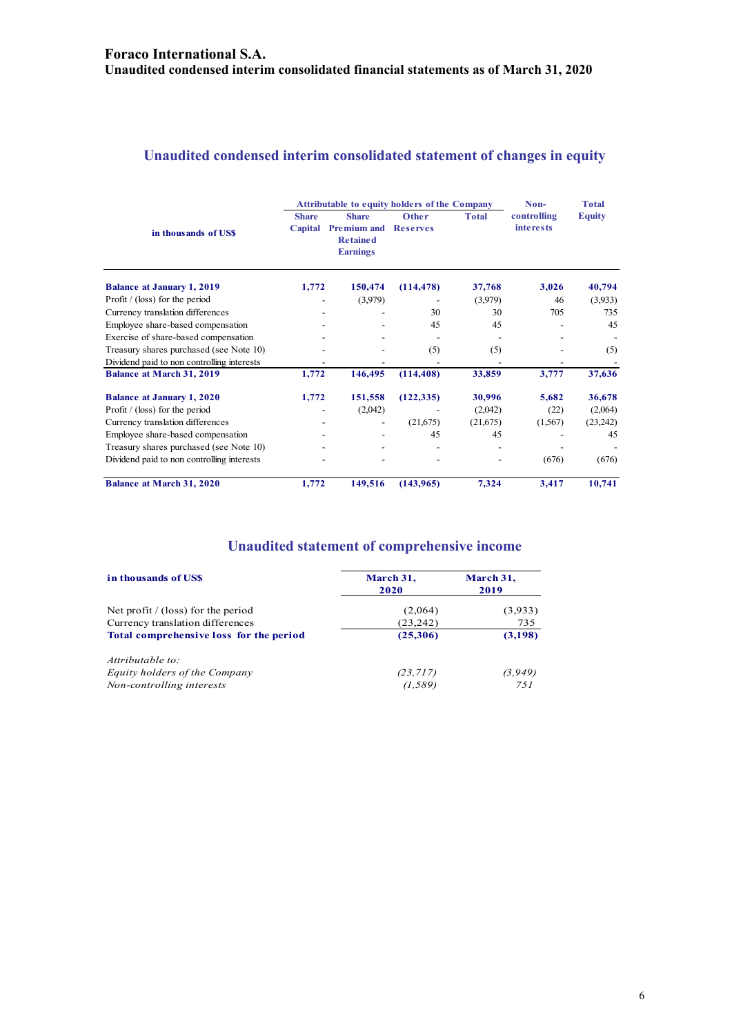**Foraco International S.A.**
**Unaudited condensed interim consolidated financial statements as of March 31, 2020**

## Unaudited condensed interim consolidated statement of changes in equity

| in thousands of US$ | Attributable to equity holders of the Company | | | | Non-controlling interests | Total Equity |
|---|---|---|---|---|---|---|
| | Share Capital | Share Premium and Retained Earnings | Other Reserves | Total | | |
| **Balance at January 1, 2019** | **1,772** | **150,474** | **(114,478)** | **37,768** | **3,026** | **40,794** |
| Profit / (loss) for the period | - | (3,979) | - | (3,979) | 46 | (3,933) |
| Currency translation differences | - | - | 30 | 30 | 705 | 735 |
| Employee share-based compensation | - | - | 45 | 45 | - | 45 |
| Exercise of share-based compensation | - | - | - | - | - | - |
| Treasury shares purchased (see Note 10) | - | - | (5) | (5) | - | (5) |
| Dividend paid to non controlling interests | - | - | - | - | - | - |
| **Balance at March 31, 2019** | **1,772** | **146,495** | **(114,408)** | **33,859** | **3,777** | **37,636** |
| **Balance at January 1, 2020** | **1,772** | **151,558** | **(122,335)** | **30,996** | **5,682** | **36,678** |
| Profit / (loss) for the period | - | (2,042) | - | (2,042) | (22) | (2,064) |
| Currency translation differences | - | - | (21,675) | (21,675) | (1,567) | (23,242) |
| Employee share-based compensation | - | - | 45 | 45 | - | 45 |
| Treasury shares purchased (see Note 10) | - | - | - | - | - | - |
| Dividend paid to non controlling interests | - | - | - | - | (676) | (676) |
| **Balance at March 31, 2020** | **1,772** | **149,516** | **(143,965)** | **7,324** | **3,417** | **10,741** |

## Unaudited statement of comprehensive income

| in thousands of US$ | March 31, 2020 | March 31, 2019 |
|---|---|---|
| Net profit / (loss) for the period | (2,064) | (3,933) |
| Currency translation differences | (23,242) | 735 |
| **Total comprehensive loss for the period** | **(25,306)** | **(3,198)** |
| *Attributable to:* | | |
| *Equity holders of the Company* | *(23,717)* | *(3,949)* |
| *Non-controlling interests* | *(1,589)* | *751* |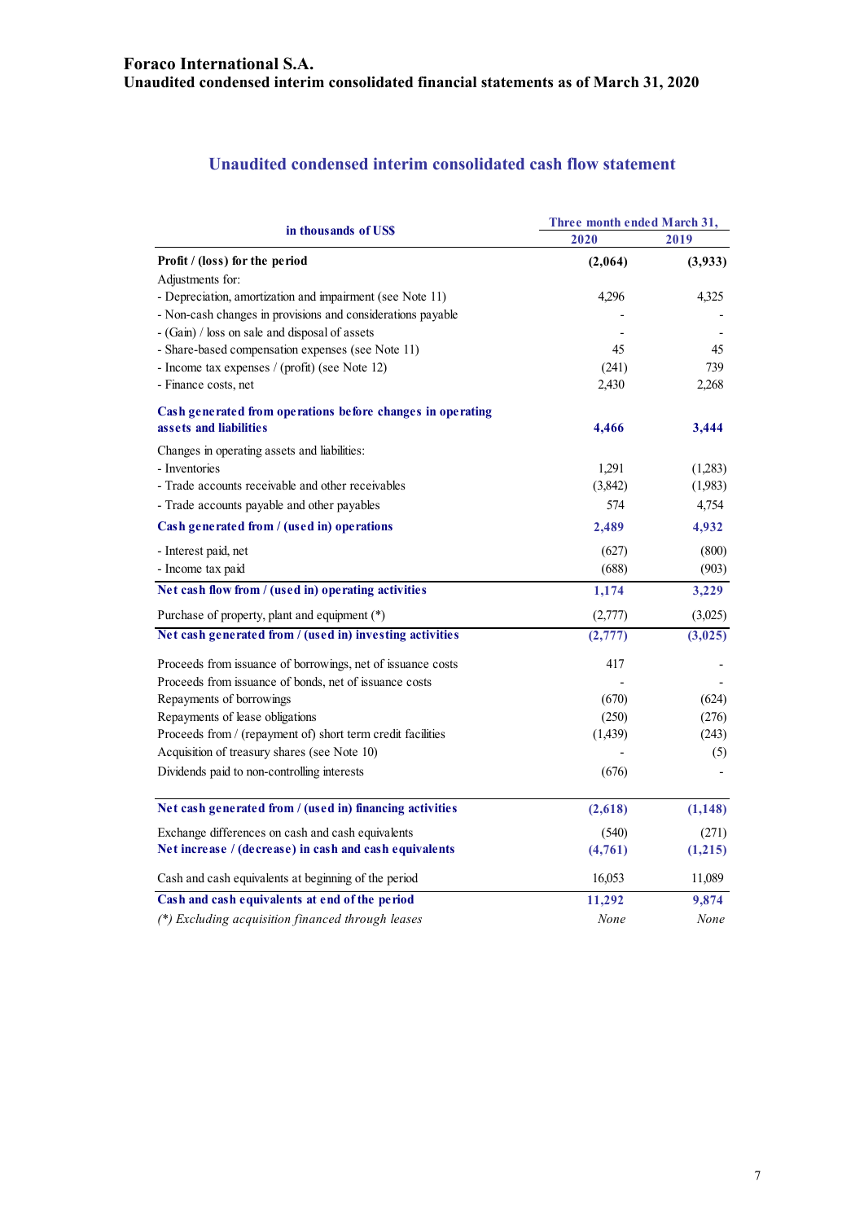# Foraco International S.A.
## Unaudited condensed interim consolidated financial statements as of March 31, 2020

### Unaudited condensed interim consolidated cash flow statement

| in thousands of US$ | Three month ended March 31, 2020 | Three month ended March 31, 2019 |
|---|---|---|
| **Profit / (loss) for the period** | **(2,064)** | **(3,933)** |
| Adjustments for: | | |
| - Depreciation, amortization and impairment (see Note 11) | 4,296 | 4,325 |
| - Non-cash changes in provisions and considerations payable | - | - |
| - (Gain) / loss on sale and disposal of assets | - | - |
| - Share-based compensation expenses (see Note 11) | 45 | 45 |
| - Income tax expenses / (profit) (see Note 12) | (241) | 739 |
| - Finance costs, net | 2,430 | 2,268 |
| **Cash generated from operations before changes in operating assets and liabilities** | **4,466** | **3,444** |
| Changes in operating assets and liabilities: | | |
| - Inventories | 1,291 | (1,283) |
| - Trade accounts receivable and other receivables | (3,842) | (1,983) |
| - Trade accounts payable and other payables | 574 | 4,754 |
| **Cash generated from / (used in) operations** | **2,489** | **4,932** |
| - Interest paid, net | (627) | (800) |
| - Income tax paid | (688) | (903) |
| **Net cash flow from / (used in) operating activities** | **1,174** | **3,229** |
| Purchase of property, plant and equipment (*) | (2,777) | (3,025) |
| **Net cash generated from / (used in) investing activities** | **(2,777)** | **(3,025)** |
| Proceeds from issuance of borrowings, net of issuance costs | 417 | - |
| Proceeds from issuance of bonds, net of issuance costs | - | - |
| Repayments of borrowings | (670) | (624) |
| Repayments of lease obligations | (250) | (276) |
| Proceeds from / (repayment of) short term credit facilities | (1,439) | (243) |
| Acquisition of treasury shares (see Note 10) | - | (5) |
| Dividends paid to non-controlling interests | (676) | - |
| **Net cash generated from / (used in) financing activities** | **(2,618)** | **(1,148)** |
| Exchange differences on cash and cash equivalents | (540) | (271) |
| **Net increase / (decrease) in cash and cash equivalents** | **(4,761)** | **(1,215)** |
| Cash and cash equivalents at beginning of the period | 16,053 | 11,089 |
| **Cash and cash equivalents at end of the period** | **11,292** | **9,874** |
| *(*) Excluding acquisition financed through leases* | *None* | *None* |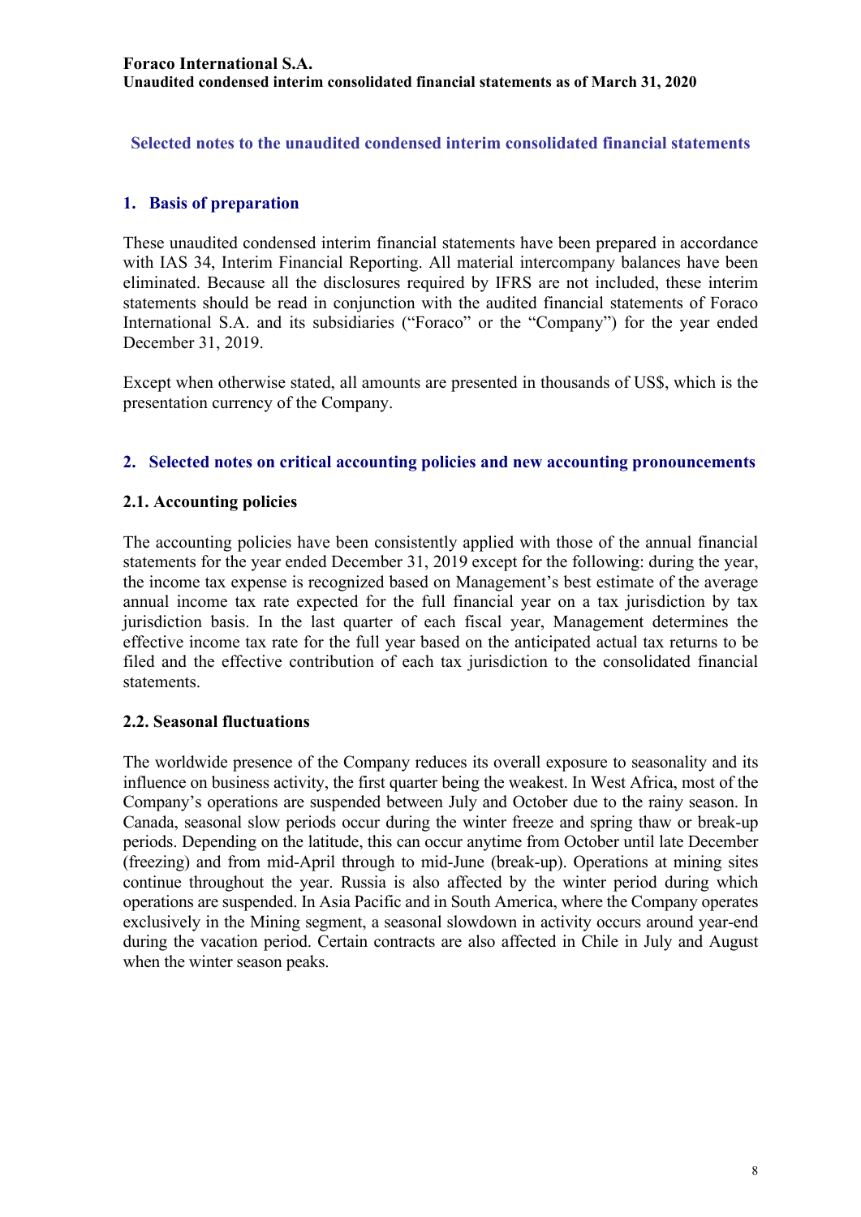## Selected notes to the unaudited condensed interim consolidated financial statements

### 1. Basis of preparation

These unaudited condensed interim financial statements have been prepared in accordance with IAS 34, Interim Financial Reporting. All material intercompany balances have been eliminated. Because all the disclosures required by IFRS are not included, these interim statements should be read in conjunction with the audited financial statements of Foraco International S.A. and its subsidiaries ("Foraco" or the "Company") for the year ended December 31, 2019.

Except when otherwise stated, all amounts are presented in thousands of US$, which is the presentation currency of the Company.

### 2. Selected notes on critical accounting policies and new accounting pronouncements

#### 2.1. Accounting policies

The accounting policies have been consistently applied with those of the annual financial statements for the year ended December 31, 2019 except for the following: during the year, the income tax expense is recognized based on Management's best estimate of the average annual income tax rate expected for the full financial year on a tax jurisdiction by tax jurisdiction basis. In the last quarter of each fiscal year, Management determines the effective income tax rate for the full year based on the anticipated actual tax returns to be filed and the effective contribution of each tax jurisdiction to the consolidated financial statements.

#### 2.2. Seasonal fluctuations

The worldwide presence of the Company reduces its overall exposure to seasonality and its influence on business activity, the first quarter being the weakest. In West Africa, most of the Company's operations are suspended between July and October due to the rainy season. In Canada, seasonal slow periods occur during the winter freeze and spring thaw or break-up periods. Depending on the latitude, this can occur anytime from October until late December (freezing) and from mid-April through to mid-June (break-up). Operations at mining sites continue throughout the year. Russia is also affected by the winter period during which operations are suspended. In Asia Pacific and in South America, where the Company operates exclusively in the Mining segment, a seasonal slowdown in activity occurs around year-end during the vacation period. Certain contracts are also affected in Chile in July and August when the winter season peaks.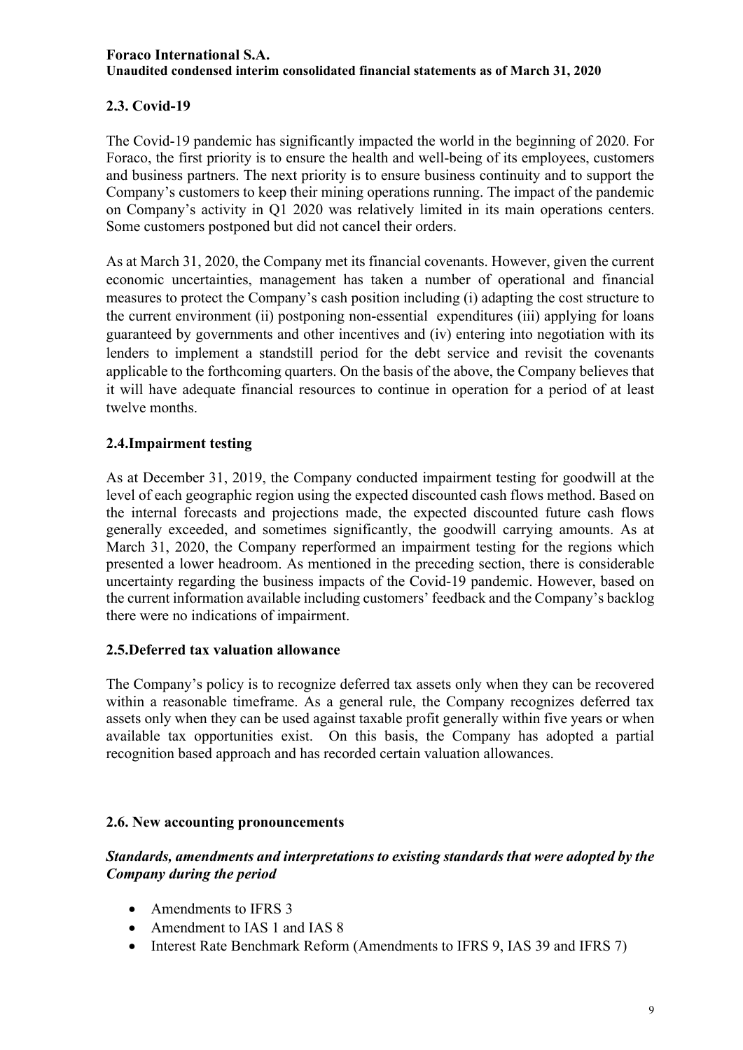## 2.3. Covid-19

The Covid-19 pandemic has significantly impacted the world in the beginning of 2020. For Foraco, the first priority is to ensure the health and well-being of its employees, customers and business partners. The next priority is to ensure business continuity and to support the Company's customers to keep their mining operations running. The impact of the pandemic on Company's activity in Q1 2020 was relatively limited in its main operations centers. Some customers postponed but did not cancel their orders.

As at March 31, 2020, the Company met its financial covenants. However, given the current economic uncertainties, management has taken a number of operational and financial measures to protect the Company's cash position including (i) adapting the cost structure to the current environment (ii) postponing non-essential expenditures (iii) applying for loans guaranteed by governments and other incentives and (iv) entering into negotiation with its lenders to implement a standstill period for the debt service and revisit the covenants applicable to the forthcoming quarters. On the basis of the above, the Company believes that it will have adequate financial resources to continue in operation for a period of at least twelve months.

## 2.4. Impairment testing

As at December 31, 2019, the Company conducted impairment testing for goodwill at the level of each geographic region using the expected discounted cash flows method. Based on the internal forecasts and projections made, the expected discounted future cash flows generally exceeded, and sometimes significantly, the goodwill carrying amounts. As at March 31, 2020, the Company reperformed an impairment testing for the regions which presented a lower headroom. As mentioned in the preceding section, there is considerable uncertainty regarding the business impacts of the Covid-19 pandemic. However, based on the current information available including customers' feedback and the Company's backlog there were no indications of impairment.

## 2.5. Deferred tax valuation allowance

The Company's policy is to recognize deferred tax assets only when they can be recovered within a reasonable timeframe. As a general rule, the Company recognizes deferred tax assets only when they can be used against taxable profit generally within five years or when available tax opportunities exist. On this basis, the Company has adopted a partial recognition based approach and has recorded certain valuation allowances.

## 2.6. New accounting pronouncements

***Standards, amendments and interpretations to existing standards that were adopted by the Company during the period***

- Amendments to IFRS 3
- Amendment to IAS 1 and IAS 8
- Interest Rate Benchmark Reform (Amendments to IFRS 9, IAS 39 and IFRS 7)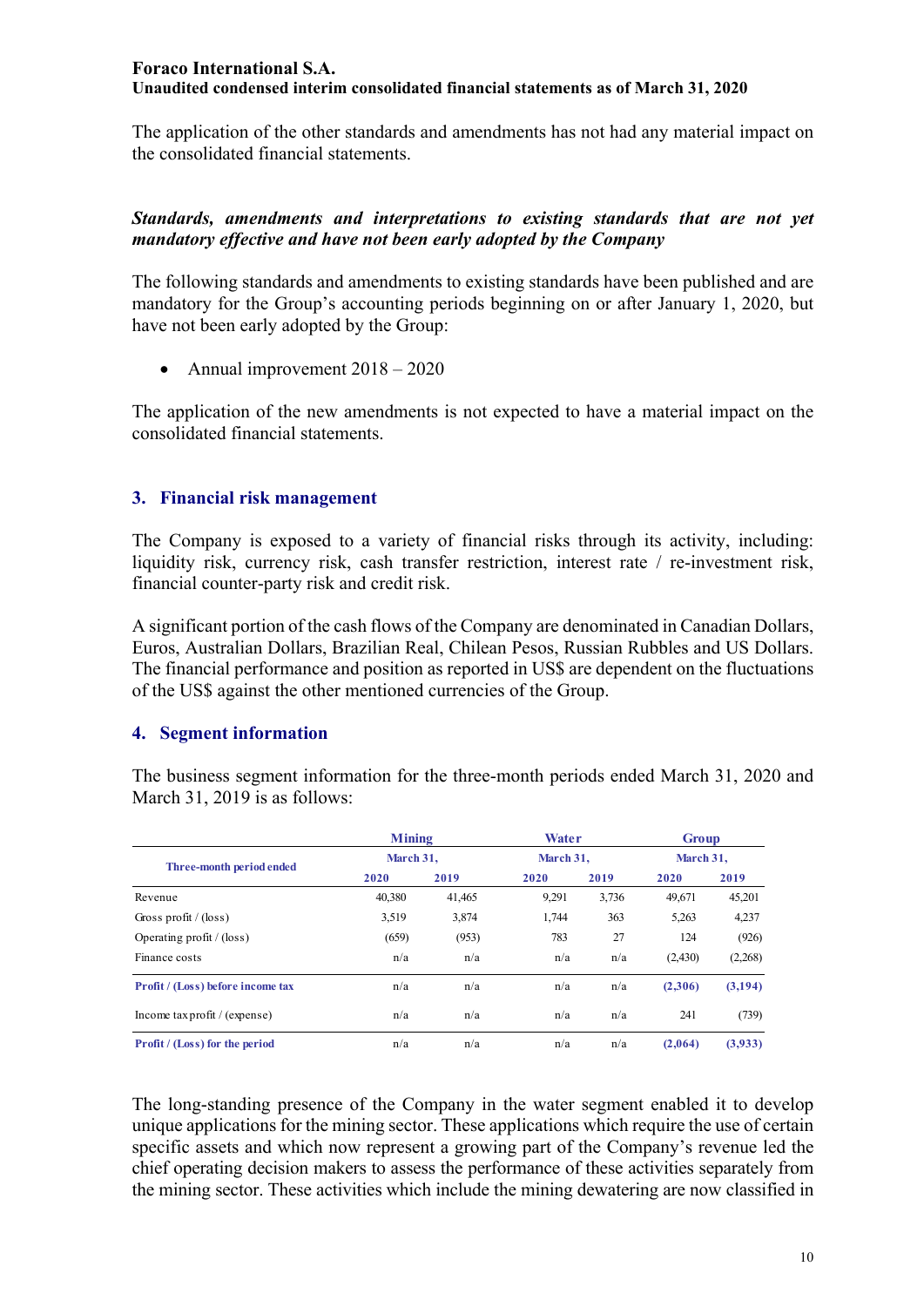The application of the other standards and amendments has not had any material impact on the consolidated financial statements.

***Standards, amendments and interpretations to existing standards that are not yet mandatory effective and have not been early adopted by the Company***

The following standards and amendments to existing standards have been published and are mandatory for the Group's accounting periods beginning on or after January 1, 2020, but have not been early adopted by the Group:

- Annual improvement 2018 – 2020

The application of the new amendments is not expected to have a material impact on the consolidated financial statements.

## 3. Financial risk management

The Company is exposed to a variety of financial risks through its activity, including: liquidity risk, currency risk, cash transfer restriction, interest rate / re-investment risk, financial counter-party risk and credit risk.

A significant portion of the cash flows of the Company are denominated in Canadian Dollars, Euros, Australian Dollars, Brazilian Real, Chilean Pesos, Russian Rubbles and US Dollars. The financial performance and position as reported in US$ are dependent on the fluctuations of the US$ against the other mentioned currencies of the Group.

## 4. Segment information

The business segment information for the three-month periods ended March 31, 2020 and March 31, 2019 is as follows:

| Three-month period ended | Mining | | Water | | Group | |
|---|---|---|---|---|---|---|
| | March 31, | | March 31, | | March 31, | |
| | 2020 | 2019 | 2020 | 2019 | 2020 | 2019 |
| Revenue | 40,380 | 41,465 | 9,291 | 3,736 | 49,671 | 45,201 |
| Gross profit / (loss) | 3,519 | 3,874 | 1,744 | 363 | 5,263 | 4,237 |
| Operating profit / (loss) | (659) | (953) | 783 | 27 | 124 | (926) |
| Finance costs | n/a | n/a | n/a | n/a | (2,430) | (2,268) |
| **Profit / (Loss) before income tax** | n/a | n/a | n/a | n/a | **(2,306)** | **(3,194)** |
| Income tax profit / (expense) | n/a | n/a | n/a | n/a | 241 | (739) |
| **Profit / (Loss) for the period** | n/a | n/a | n/a | n/a | **(2,064)** | **(3,933)** |

The long-standing presence of the Company in the water segment enabled it to develop unique applications for the mining sector. These applications which require the use of certain specific assets and which now represent a growing part of the Company's revenue led the chief operating decision makers to assess the performance of these activities separately from the mining sector. These activities which include the mining dewatering are now classified in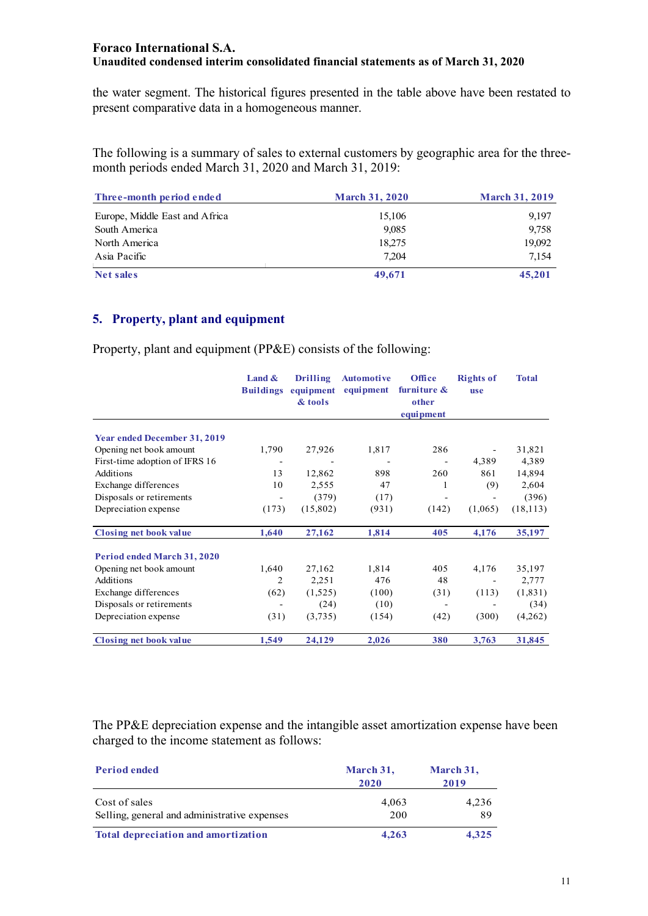the water segment. The historical figures presented in the table above have been restated to present comparative data in a homogeneous manner.

The following is a summary of sales to external customers by geographic area for the three-month periods ended March 31, 2020 and March 31, 2019:

| Three-month period ended | March 31, 2020 | March 31, 2019 |
|---|---|---|
| Europe, Middle East and Africa | 15,106 | 9,197 |
| South America | 9,085 | 9,758 |
| North America | 18,275 | 19,092 |
| Asia Pacific | 7,204 | 7,154 |
| **Net sales** | **49,671** | **45,201** |

## 5. Property, plant and equipment

Property, plant and equipment (PP&E) consists of the following:

| | Land & Buildings | Drilling equipment & tools | Automotive equipment | Office furniture & other equipment | Rights of use | Total |
|---|---|---|---|---|---|---|
| **Year ended December 31, 2019** | | | | | | |
| Opening net book amount | 1,790 | 27,926 | 1,817 | 286 | - | 31,821 |
| First-time adoption of IFRS 16 | - | - | - | - | 4,389 | 4,389 |
| Additions | 13 | 12,862 | 898 | 260 | 861 | 14,894 |
| Exchange differences | 10 | 2,555 | 47 | 1 | (9) | 2,604 |
| Disposals or retirements | - | (379) | (17) | - | - | (396) |
| Depreciation expense | (173) | (15,802) | (931) | (142) | (1,065) | (18,113) |
| **Closing net book value** | **1,640** | **27,162** | **1,814** | **405** | **4,176** | **35,197** |
| **Period ended March 31, 2020** | | | | | | |
| Opening net book amount | 1,640 | 27,162 | 1,814 | 405 | 4,176 | 35,197 |
| Additions | 2 | 2,251 | 476 | 48 | - | 2,777 |
| Exchange differences | (62) | (1,525) | (100) | (31) | (113) | (1,831) |
| Disposals or retirements | - | (24) | (10) | - | - | (34) |
| Depreciation expense | (31) | (3,735) | (154) | (42) | (300) | (4,262) |
| **Closing net book value** | **1,549** | **24,129** | **2,026** | **380** | **3,763** | **31,845** |

The PP&E depreciation expense and the intangible asset amortization expense have been charged to the income statement as follows:

| Period ended | March 31, 2020 | March 31, 2019 |
|---|---|---|
| Cost of sales | 4,063 | 4,236 |
| Selling, general and administrative expenses | 200 | 89 |
| **Total depreciation and amortization** | **4,263** | **4,325** |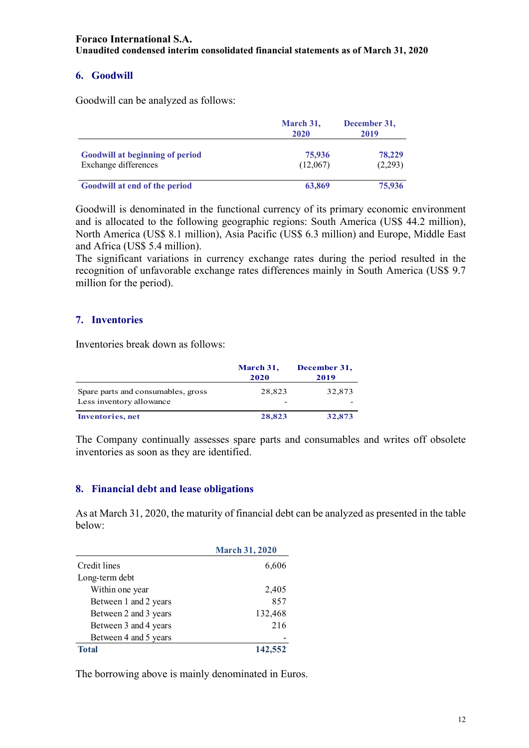**Foraco International S.A.**
**Unaudited condensed interim consolidated financial statements as of March 31, 2020**

## 6. Goodwill

Goodwill can be analyzed as follows:

| | March 31, 2020 | December 31, 2019 |
|---|---|---|
| **Goodwill at beginning of period** | **75,936** | **78,229** |
| Exchange differences | (12,067) | (2,293) |
| **Goodwill at end of the period** | **63,869** | **75,936** |

Goodwill is denominated in the functional currency of its primary economic environment and is allocated to the following geographic regions: South America (US$ 44.2 million), North America (US$ 8.1 million), Asia Pacific (US$ 6.3 million) and Europe, Middle East and Africa (US$ 5.4 million).
The significant variations in currency exchange rates during the period resulted in the recognition of unfavorable exchange rates differences mainly in South America (US$ 9.7 million for the period).

## 7. Inventories

Inventories break down as follows:

| | March 31, 2020 | December 31, 2019 |
|---|---|---|
| Spare parts and consumables, gross | 28,823 | 32,873 |
| Less inventory allowance | - | - |
| **Inventories, net** | **28,823** | **32,873** |

The Company continually assesses spare parts and consumables and writes off obsolete inventories as soon as they are identified.

## 8. Financial debt and lease obligations

As at March 31, 2020, the maturity of financial debt can be analyzed as presented in the table below:

| | March 31, 2020 |
|---|---|
| Credit lines | 6,606 |
| Long-term debt | |
| Within one year | 2,405 |
| Between 1 and 2 years | 857 |
| Between 2 and 3 years | 132,468 |
| Between 3 and 4 years | 216 |
| Between 4 and 5 years | - |
| **Total** | **142,552** |

The borrowing above is mainly denominated in Euros.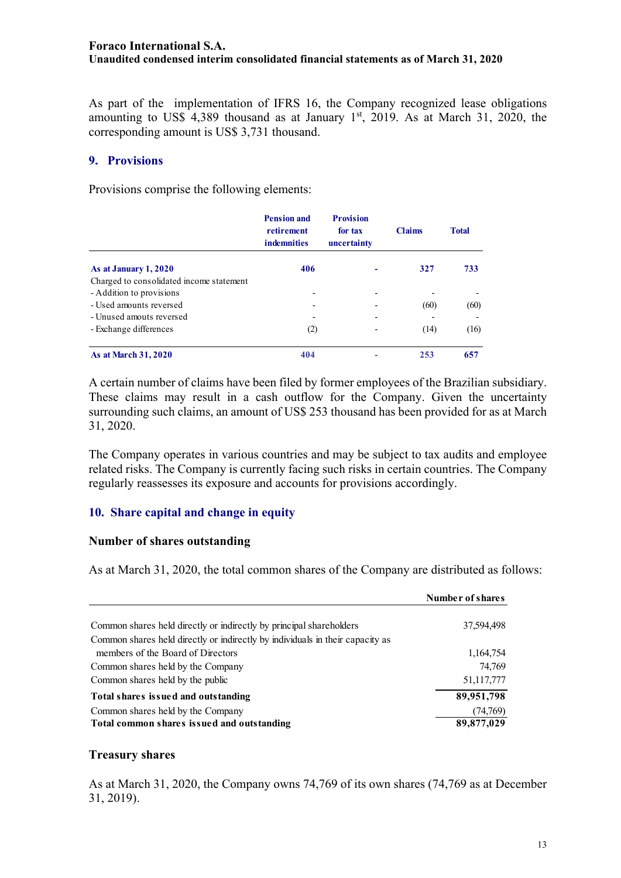As part of the implementation of IFRS 16, the Company recognized lease obligations amounting to US$ 4,389 thousand as at January 1st, 2019. As at March 31, 2020, the corresponding amount is US$ 3,731 thousand.

## 9. Provisions

Provisions comprise the following elements:

| | Pension and retirement indemnities | Provision for tax uncertainty | Claims | Total |
|---|---|---|---|---|
| **As at January 1, 2020** | **406** | **-** | **327** | **733** |
| Charged to consolidated income statement | | | | |
| - Addition to provisions | - | - | - | - |
| - Used amounts reversed | - | - | (60) | (60) |
| - Unused amouts reversed | - | - | - | - |
| - Exchange differences | (2) | - | (14) | (16) |
| **As at March 31, 2020** | **404** | **-** | **253** | **657** |

A certain number of claims have been filed by former employees of the Brazilian subsidiary. These claims may result in a cash outflow for the Company. Given the uncertainty surrounding such claims, an amount of US$ 253 thousand has been provided for as at March 31, 2020.

The Company operates in various countries and may be subject to tax audits and employee related risks. The Company is currently facing such risks in certain countries. The Company regularly reassesses its exposure and accounts for provisions accordingly.

## 10. Share capital and change in equity

### Number of shares outstanding

As at March 31, 2020, the total common shares of the Company are distributed as follows:

| | Number of shares |
|---|---|
| Common shares held directly or indirectly by principal shareholders | 37,594,498 |
| Common shares held directly or indirectly by individuals in their capacity as members of the Board of Directors | 1,164,754 |
| Common shares held by the Company | 74,769 |
| Common shares held by the public | 51,117,777 |
| **Total shares issued and outstanding** | **89,951,798** |
| Common shares held by the Company | (74,769) |
| **Total common shares issued and outstanding** | **89,877,029** |

### Treasury shares

As at March 31, 2020, the Company owns 74,769 of its own shares (74,769 as at December 31, 2019).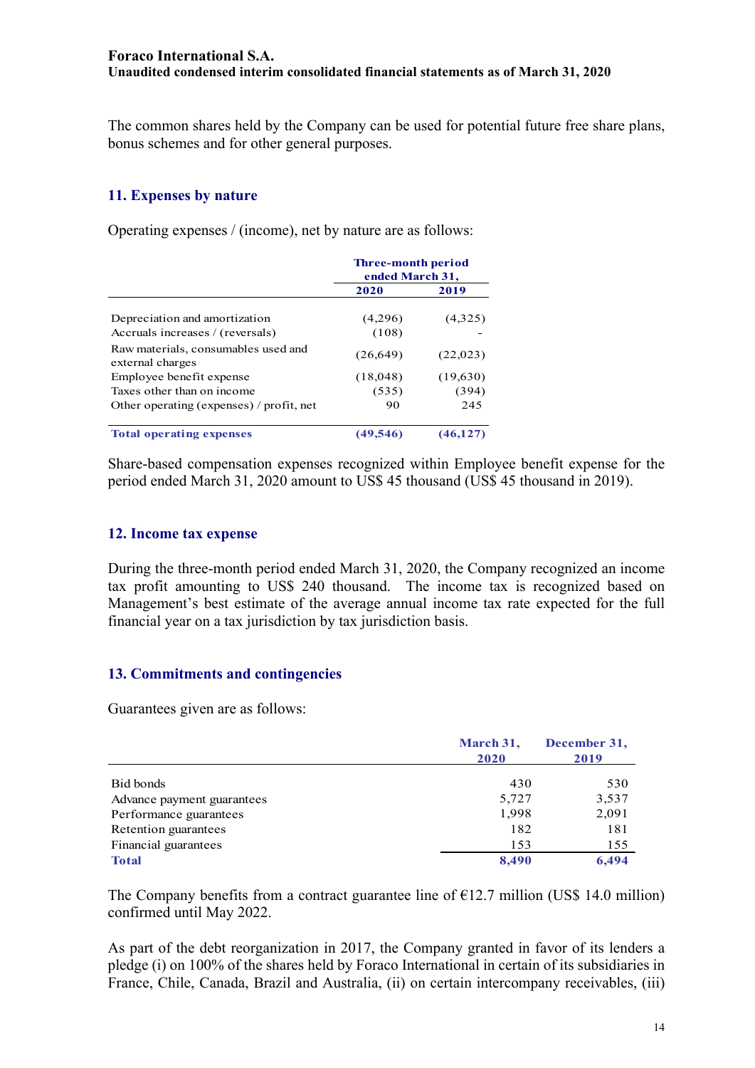The common shares held by the Company can be used for potential future free share plans, bonus schemes and for other general purposes.

## 11. Expenses by nature

Operating expenses / (income), net by nature are as follows:

| | Three-month period ended March 31, | |
|---|---|---|
| | **2020** | **2019** |
| Depreciation and amortization | (4,296) | (4,325) |
| Accruals increases / (reversals) | (108) | - |
| Raw materials, consumables used and external charges | (26,649) | (22,023) |
| Employee benefit expense | (18,048) | (19,630) |
| Taxes other than on income | (535) | (394) |
| Other operating (expenses) / profit, net | 90 | 245 |
| **Total operating expenses** | **(49,546)** | **(46,127)** |

Share-based compensation expenses recognized within Employee benefit expense for the period ended March 31, 2020 amount to US$ 45 thousand (US$ 45 thousand in 2019).

## 12. Income tax expense

During the three-month period ended March 31, 2020, the Company recognized an income tax profit amounting to US$ 240 thousand. The income tax is recognized based on Management's best estimate of the average annual income tax rate expected for the full financial year on a tax jurisdiction by tax jurisdiction basis.

## 13. Commitments and contingencies

Guarantees given are as follows:

| | March 31, 2020 | December 31, 2019 |
|---|---|---|
| Bid bonds | 430 | 530 |
| Advance payment guarantees | 5,727 | 3,537 |
| Performance guarantees | 1,998 | 2,091 |
| Retention guarantees | 182 | 181 |
| Financial guarantees | 153 | 155 |
| **Total** | **8,490** | **6,494** |

The Company benefits from a contract guarantee line of €12.7 million (US$ 14.0 million) confirmed until May 2022.

As part of the debt reorganization in 2017, the Company granted in favor of its lenders a pledge (i) on 100% of the shares held by Foraco International in certain of its subsidiaries in France, Chile, Canada, Brazil and Australia, (ii) on certain intercompany receivables, (iii)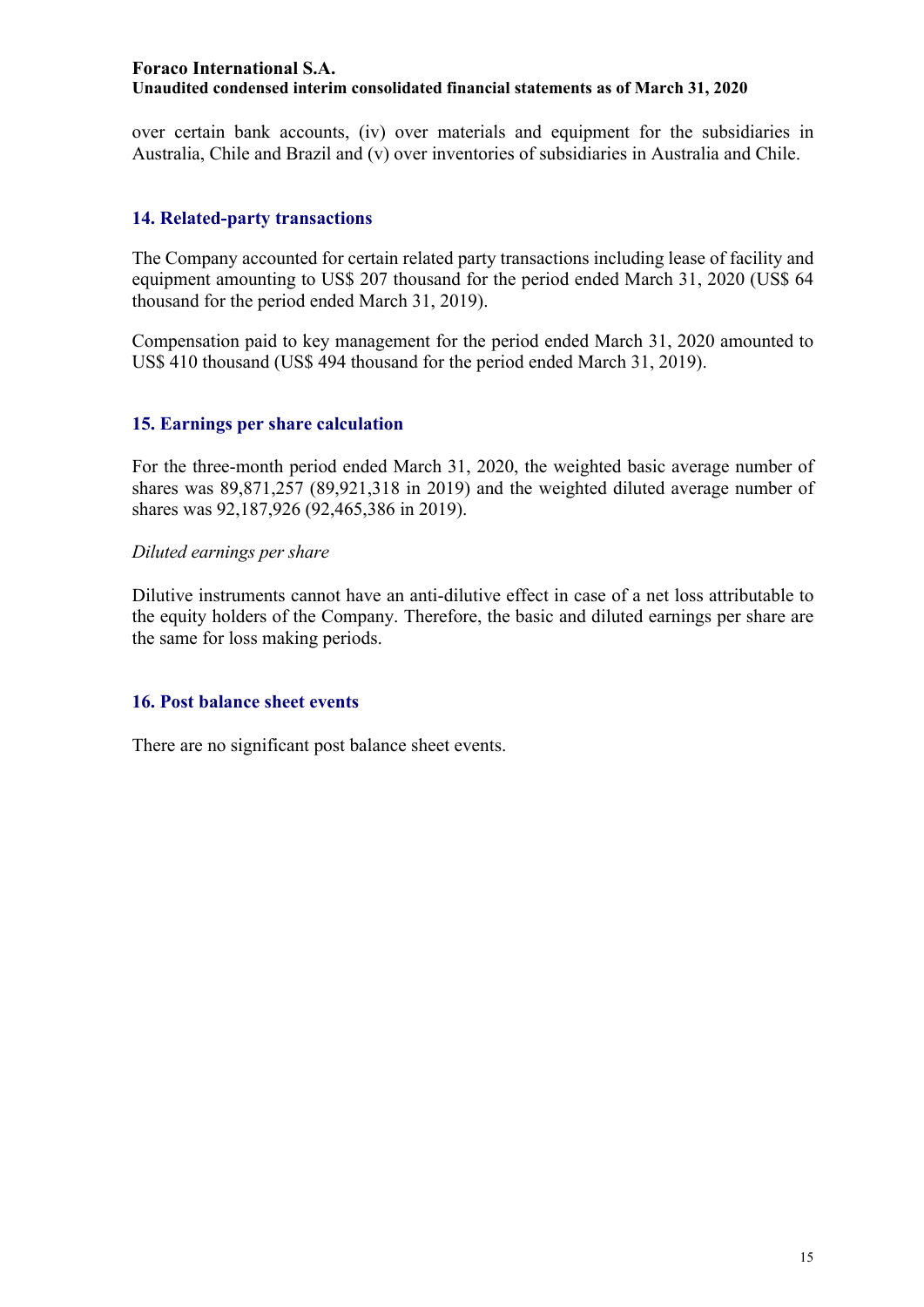over certain bank accounts, (iv) over materials and equipment for the subsidiaries in Australia, Chile and Brazil and (v) over inventories of subsidiaries in Australia and Chile.

## 14. Related-party transactions

The Company accounted for certain related party transactions including lease of facility and equipment amounting to US$ 207 thousand for the period ended March 31, 2020 (US$ 64 thousand for the period ended March 31, 2019).

Compensation paid to key management for the period ended March 31, 2020 amounted to US$ 410 thousand (US$ 494 thousand for the period ended March 31, 2019).

## 15. Earnings per share calculation

For the three-month period ended March 31, 2020, the weighted basic average number of shares was 89,871,257 (89,921,318 in 2019) and the weighted diluted average number of shares was 92,187,926 (92,465,386 in 2019).

*Diluted earnings per share*

Dilutive instruments cannot have an anti-dilutive effect in case of a net loss attributable to the equity holders of the Company. Therefore, the basic and diluted earnings per share are the same for loss making periods.

## 16. Post balance sheet events

There are no significant post balance sheet events.